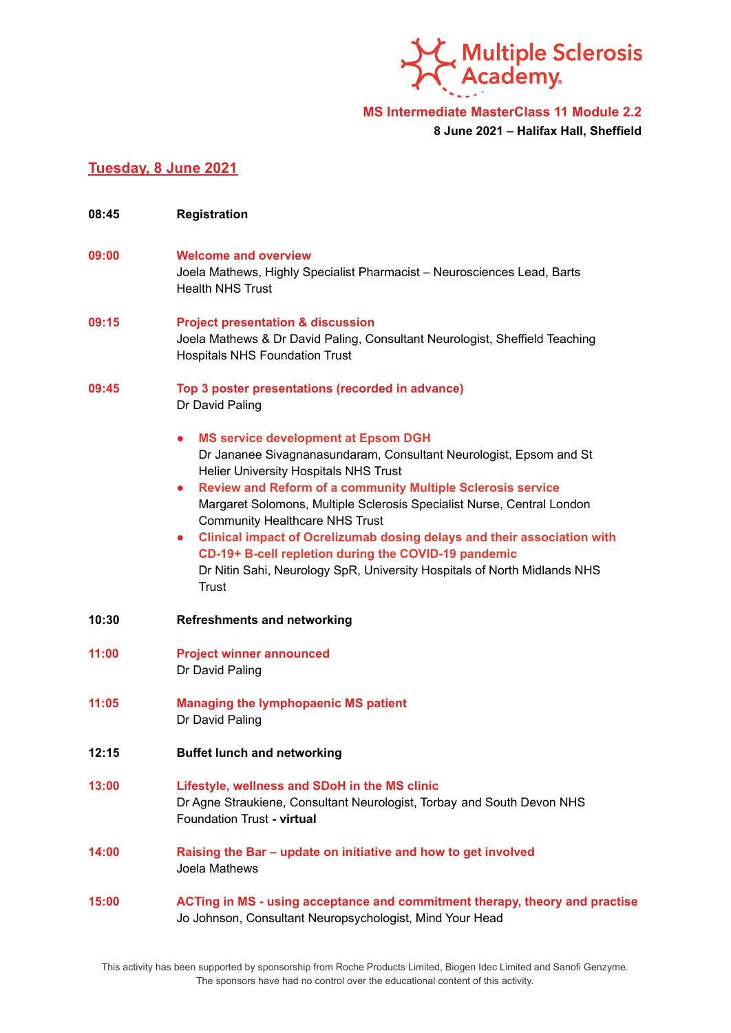Multiple Sclerosis Academy

**MS Intermediate MasterClass 11 Module 2.2**

**8 June 2021 – Halifax Hall, Sheffield**

## Tuesday, 8 June 2021

**08:45** **Registration**

**09:00** **Welcome and overview**
Joela Mathews, Highly Specialist Pharmacist – Neurosciences Lead, Barts Health NHS Trust

**09:15** **Project presentation & discussion**
Joela Mathews & Dr David Paling, Consultant Neurologist, Sheffield Teaching Hospitals NHS Foundation Trust

**09:45** **Top 3 poster presentations (recorded in advance)**
Dr David Paling

- **MS service development at Epsom DGH**
  Dr Jananee Sivagnanasundaram, Consultant Neurologist, Epsom and St Helier University Hospitals NHS Trust
- **Review and Reform of a community Multiple Sclerosis service**
  Margaret Solomons, Multiple Sclerosis Specialist Nurse, Central London Community Healthcare NHS Trust
- **Clinical impact of Ocrelizumab dosing delays and their association with CD-19+ B-cell repletion during the COVID-19 pandemic**
  Dr Nitin Sahi, Neurology SpR, University Hospitals of North Midlands NHS Trust

**10:30** **Refreshments and networking**

**11:00** **Project winner announced**
Dr David Paling

**11:05** **Managing the lymphopaenic MS patient**
Dr David Paling

**12:15** **Buffet lunch and networking**

**13:00** **Lifestyle, wellness and SDoH in the MS clinic**
Dr Agne Straukiene, Consultant Neurologist, Torbay and South Devon NHS Foundation Trust **- virtual**

**14:00** **Raising the Bar – update on initiative and how to get involved**
Joela Mathews

**15:00** **ACTing in MS - using acceptance and commitment therapy, theory and practise**
Jo Johnson, Consultant Neuropsychologist, Mind Your Head

This activity has been supported by sponsorship from Roche Products Limited, Biogen Idec Limited and Sanofi Genzyme. The sponsors have had no control over the educational content of this activity.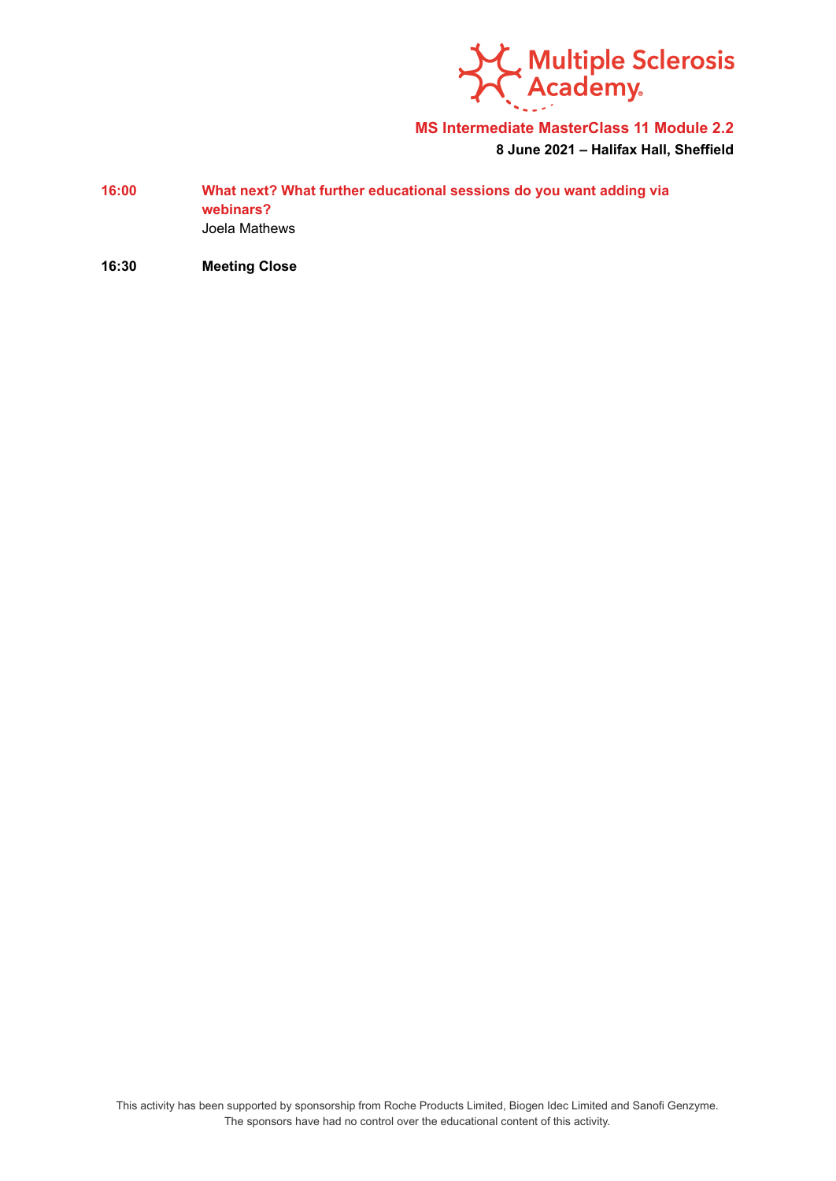Multiple Sclerosis Academy

**MS Intermediate MasterClass 11 Module 2.2**

**8 June 2021 – Halifax Hall, Sheffield**

**16:00** **What next? What further educational sessions do you want adding via webinars?**
Joela Mathews

**16:30** **Meeting Close**

This activity has been supported by sponsorship from Roche Products Limited, Biogen Idec Limited and Sanofi Genzyme. The sponsors have had no control over the educational content of this activity.